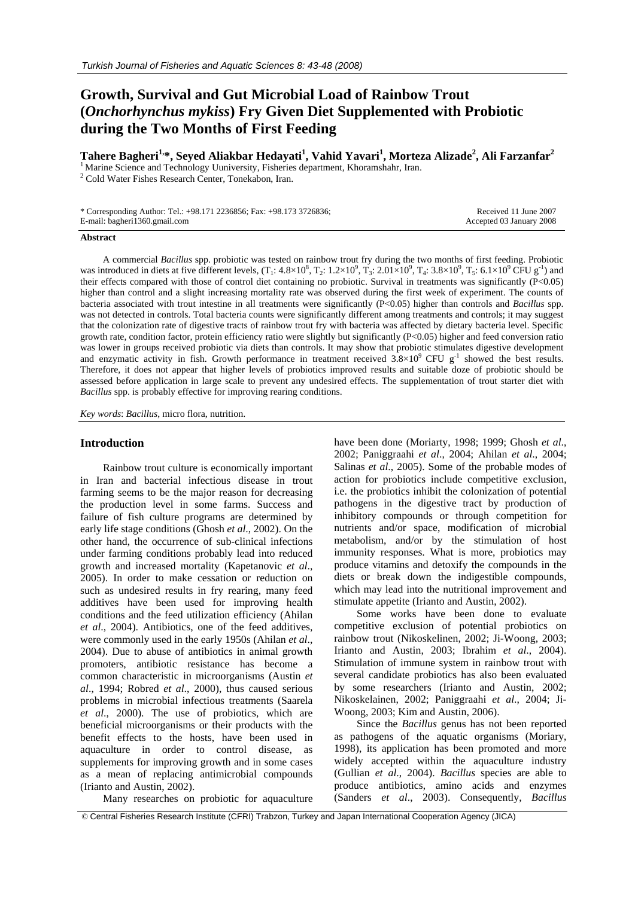# Growth, Survival and Gut Microbial Load of Rainbow Trout (*Onchorhynchus mykiss*) Fry Given Diet Supplemented with Probiotic during the Two Months of First Feeding

**Tahere Bagheri[1,*], Seyed Aliakbar Hedayati[1], Vahid Yavari[1], Morteza Alizade[2], Ali Farzanfar[2]**

[1] Marine Science and Technology Uuniversity, Fisheries department, Khoramshahr, Iran.
[2] Cold Water Fishes Research Center, Tonekabon, Iran.

\* Corresponding Author: Tel.: +98.171 2236856; Fax: +98.173 3726836;
E-mail: bagheri1360.gmail.com

Received 11 June 2007
Accepted 03 January 2008

## Abstract

A commercial *Bacillus* spp. probiotic was tested on rainbow trout fry during the two months of first feeding. Probiotic was introduced in diets at five different levels, ($T_1$: $4.8\times10^8$, $T_2$: $1.2\times10^9$, $T_3$: $2.01\times10^9$, $T_4$: $3.8\times10^9$, $T_5$: $6.1\times10^9$ CFU $g^{-1}$) and their effects compared with those of control diet containing no probiotic. Survival in treatments was significantly ($P<0.05$) higher than control and a slight increasing mortality rate was observed during the first week of experiment. The counts of bacteria associated with trout intestine in all treatments were significantly ($P<0.05$) higher than controls and *Bacillus* spp. was not detected in controls. Total bacteria counts were significantly different among treatments and controls; it may suggest that the colonization rate of digestive tracts of rainbow trout fry with bacteria was affected by dietary bacteria level. Specific growth rate, condition factor, protein efficiency ratio were slightly but significantly ($P<0.05$) higher and feed conversion ratio was lower in groups received probiotic via diets than controls. It may show that probiotic stimulates digestive development and enzymatic activity in fish. Growth performance in treatment received $3.8\times10^9$ CFU $g^{-1}$ showed the best results. Therefore, it does not appear that higher levels of probiotics improved results and suitable doze of probiotic should be assessed before application in large scale to prevent any undesired effects. The supplementation of trout starter diet with *Bacillus* spp. is probably effective for improving rearing conditions.

*Key words*: *Bacillus*, micro flora, nutrition.

## Introduction

Rainbow trout culture is economically important in Iran and bacterial infectious disease in trout farming seems to be the major reason for decreasing the production level in some farms. Success and failure of fish culture programs are determined by early life stage conditions (Ghosh *et al*., 2002). On the other hand, the occurrence of sub-clinical infections under farming conditions probably lead into reduced growth and increased mortality (Kapetanovic *et al*., 2005). In order to make cessation or reduction on such as undesired results in fry rearing, many feed additives have been used for improving health conditions and the feed utilization efficiency (Ahilan *et al*., 2004). Antibiotics, one of the feed additives, were commonly used in the early 1950s (Ahilan *et al*., 2004). Due to abuse of antibiotics in animal growth promoters, antibiotic resistance has become a common characteristic in microorganisms (Austin *et al*., 1994; Robred *et al*., 2000), thus caused serious problems in microbial infectious treatments (Saarela *et al*., 2000). The use of probiotics, which are beneficial microorganisms or their products with the benefit effects to the hosts, have been used in aquaculture in order to control disease, as supplements for improving growth and in some cases as a mean of replacing antimicrobial compounds (Irianto and Austin, 2002).

Many researches on probiotic for aquaculture have been done (Moriarty, 1998; 1999; Ghosh *et al*., 2002; Paniggraahi *et al*., 2004; Ahilan *et al*., 2004; Salinas *et al*., 2005). Some of the probable modes of action for probiotics include competitive exclusion, i.e. the probiotics inhibit the colonization of potential pathogens in the digestive tract by production of inhibitory compounds or through competition for nutrients and/or space, modification of microbial metabolism, and/or by the stimulation of host immunity responses. What is more, probiotics may produce vitamins and detoxify the compounds in the diets or break down the indigestible compounds, which may lead into the nutritional improvement and stimulate appetite (Irianto and Austin, 2002).

Some works have been done to evaluate competitive exclusion of potential probiotics on rainbow trout (Nikoskelinen, 2002; Ji-Woong, 2003; Irianto and Austin, 2003; Ibrahim *et al*., 2004). Stimulation of immune system in rainbow trout with several candidate probiotics has also been evaluated by some researchers (Irianto and Austin, 2002; Nikoskelainen, 2002; Paniggraahi *et al*., 2004; Ji-Woong, 2003; Kim and Austin, 2006).

Since the *Bacillus* genus has not been reported as pathogens of the aquatic organisms (Moriary, 1998), its application has been promoted and more widely accepted within the aquaculture industry (Gullian *et al*., 2004). *Bacillus* species are able to produce antibiotics, amino acids and enzymes (Sanders *et al*., 2003). Consequently, *Bacillus*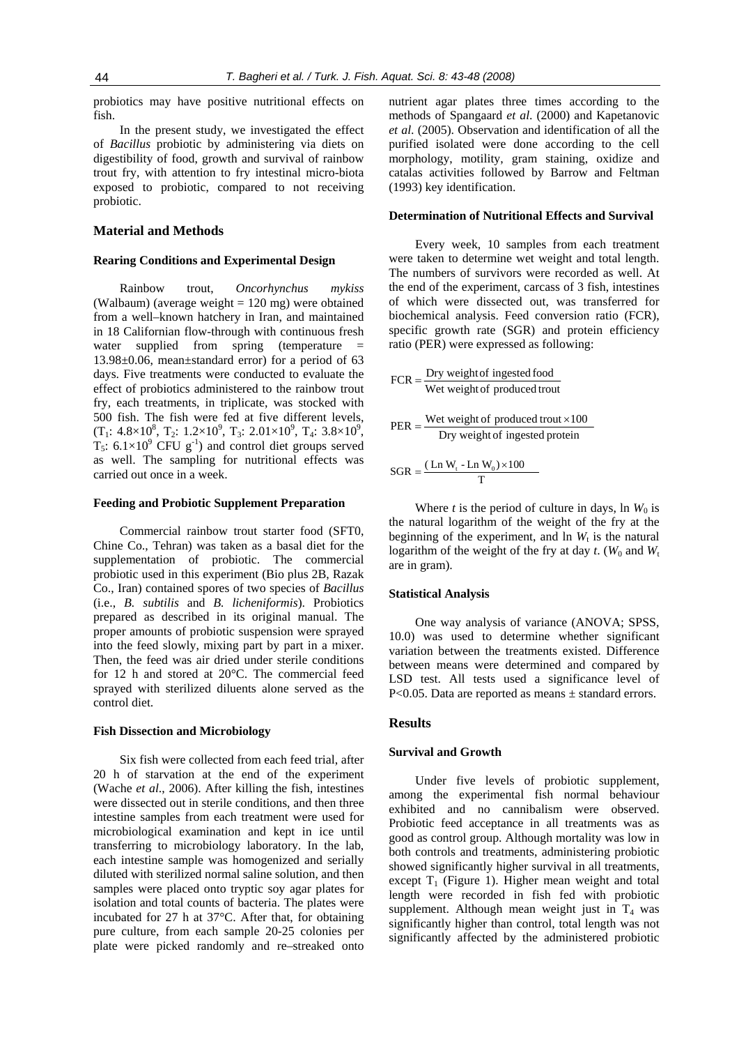probiotics may have positive nutritional effects on fish.

In the present study, we investigated the effect of *Bacillus* probiotic by administering via diets on digestibility of food, growth and survival of rainbow trout fry, with attention to fry intestinal micro-biota exposed to probiotic, compared to not receiving probiotic.

## Material and Methods

### Rearing Conditions and Experimental Design

Rainbow trout, *Oncorhynchus mykiss* (Walbaum) (average weight = 120 mg) were obtained from a well–known hatchery in Iran, and maintained in 18 Californian flow-through with continuous fresh water supplied from spring (temperature = 13.98±0.06, mean±standard error) for a period of 63 days. Five treatments were conducted to evaluate the effect of probiotics administered to the rainbow trout fry, each treatments, in triplicate, was stocked with 500 fish. The fish were fed at five different levels, ($T_1$: $4.8\times10^8$, $T_2$: $1.2\times10^9$, $T_3$: $2.01\times10^9$, $T_4$: $3.8\times10^9$, $T_5$: $6.1\times10^9$ CFU $g^{-1}$) and control diet groups served as well. The sampling for nutritional effects was carried out once in a week.

### Feeding and Probiotic Supplement Preparation

Commercial rainbow trout starter food (SFT0, Chine Co., Tehran) was taken as a basal diet for the supplementation of probiotic. The commercial probiotic used in this experiment (Bio plus 2B, Razak Co., Iran) contained spores of two species of *Bacillus* (i.e., *B. subtilis* and *B. licheniformis*). Probiotics prepared as described in its original manual. The proper amounts of probiotic suspension were sprayed into the feed slowly, mixing part by part in a mixer. Then, the feed was air dried under sterile conditions for 12 h and stored at 20°C. The commercial feed sprayed with sterilized diluents alone served as the control diet.

### Fish Dissection and Microbiology

Six fish were collected from each feed trial, after 20 h of starvation at the end of the experiment (Wache *et al*., 2006). After killing the fish, intestines were dissected out in sterile conditions, and then three intestine samples from each treatment were used for microbiological examination and kept in ice until transferring to microbiology laboratory. In the lab, each intestine sample was homogenized and serially diluted with sterilized normal saline solution, and then samples were placed onto tryptic soy agar plates for isolation and total counts of bacteria. The plates were incubated for 27 h at 37°C. After that, for obtaining pure culture, from each sample 20-25 colonies per plate were picked randomly and re–streaked onto nutrient agar plates three times according to the methods of Spangaard *et al*. (2000) and Kapetanovic *et al*. (2005). Observation and identification of all the purified isolated were done according to the cell morphology, motility, gram staining, oxidize and catalas activities followed by Barrow and Feltman (1993) key identification.

### Determination of Nutritional Effects and Survival

Every week, 10 samples from each treatment were taken to determine wet weight and total length. The numbers of survivors were recorded as well. At the end of the experiment, carcass of 3 fish, intestines of which were dissected out, was transferred for biochemical analysis. Feed conversion ratio (FCR), specific growth rate (SGR) and protein efficiency ratio (PER) were expressed as following:

$$\text{FCR} = \frac{\text{Dry weight of ingested food}}{\text{Wet weight of produced trout}}$$

$$\text{PER} = \frac{\text{Wet weight of produced trout} \times 100}{\text{Dry weight of ingested protein}}$$

$$\text{SGR} = \frac{(\text{Ln } W_t - \text{Ln } W_0) \times 100}{T}$$

Where $t$ is the period of culture in days, ln $W_0$ is the natural logarithm of the weight of the fry at the beginning of the experiment, and ln $W_t$ is the natural logarithm of the weight of the fry at day $t$. ($W_0$ and $W_t$ are in gram).

### Statistical Analysis

One way analysis of variance (ANOVA; SPSS, 10.0) was used to determine whether significant variation between the treatments existed. Difference between means were determined and compared by LSD test. All tests used a significance level of $P<0.05$. Data are reported as means ± standard errors.

## Results

### Survival and Growth

Under five levels of probiotic supplement, among the experimental fish normal behaviour exhibited and no cannibalism were observed. Probiotic feed acceptance in all treatments was as good as control group. Although mortality was low in both controls and treatments, administering probiotic showed significantly higher survival in all treatments, except $T_1$ (Figure 1). Higher mean weight and total length were recorded in fish fed with probiotic supplement. Although mean weight just in $T_4$ was significantly higher than control, total length was not significantly affected by the administered probiotic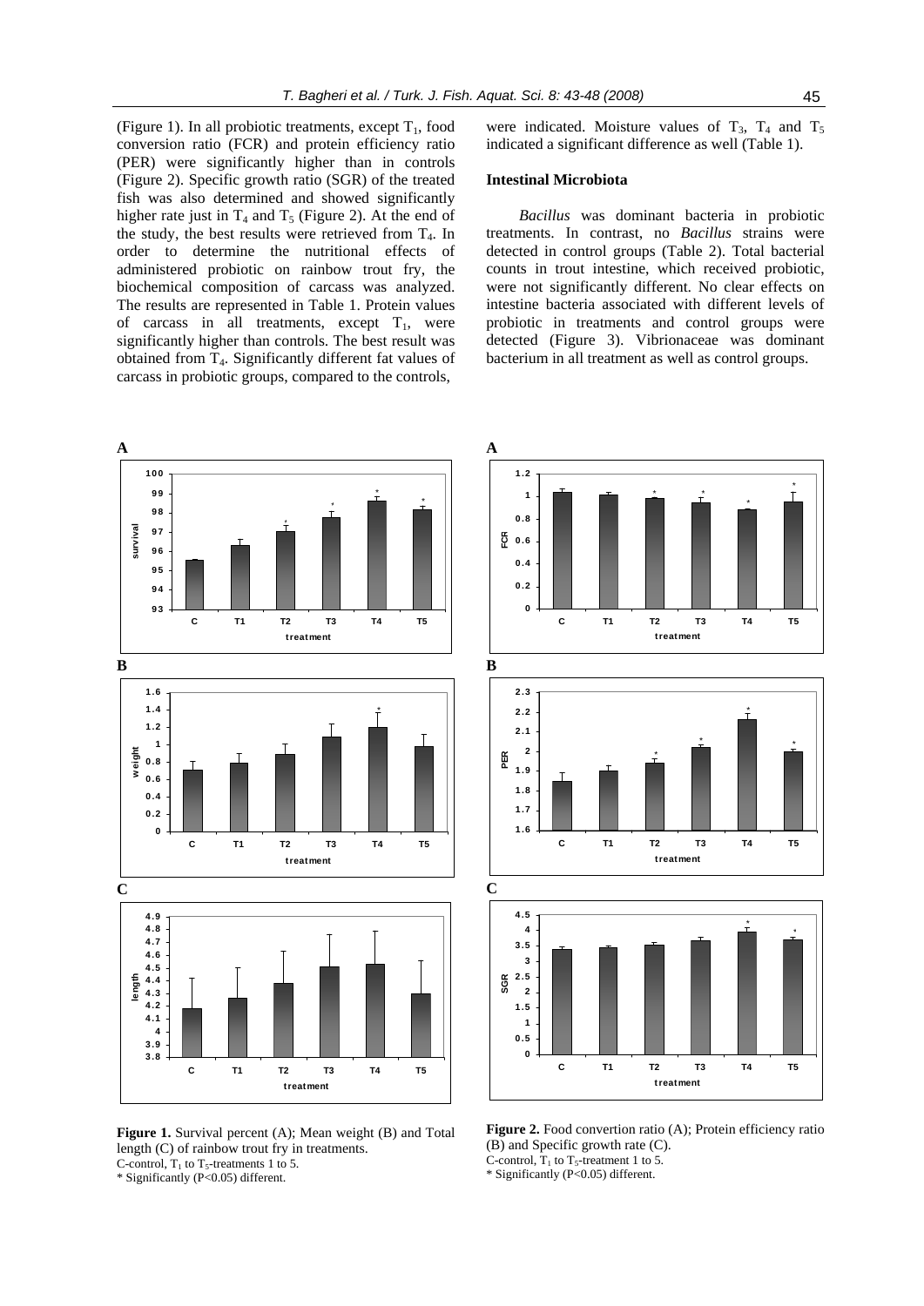(Figure 1). In all probiotic treatments, except $T_1$, food conversion ratio (FCR) and protein efficiency ratio (PER) were significantly higher than in controls (Figure 2). Specific growth ratio (SGR) of the treated fish was also determined and showed significantly higher rate just in $T_4$ and $T_5$ (Figure 2). At the end of the study, the best results were retrieved from $T_4$. In order to determine the nutritional effects of administered probiotic on rainbow trout fry, the biochemical composition of carcass was analyzed. The results are represented in Table 1. Protein values of carcass in all treatments, except $T_1$, were significantly higher than controls. The best result was obtained from $T_4$. Significantly different fat values of carcass in probiotic groups, compared to the controls, were indicated. Moisture values of $T_3$, $T_4$ and $T_5$ indicated a significant difference as well (Table 1).

## Intestinal Microbiota

*Bacillus* was dominant bacteria in probiotic treatments. In contrast, no *Bacillus* strains were detected in control groups (Table 2). Total bacterial counts in trout intestine, which received probiotic, were not significantly different. No clear effects on intestine bacteria associated with different levels of probiotic in treatments and control groups were detected (Figure 3). Vibrionaceae was dominant bacterium in all treatment as well as control groups.

**Figure 1.** Survival percent (A); Mean weight (B) and Total length (C) of rainbow trout fry in treatments.
C-control, $T_1$ to $T_5$-treatments 1 to 5.
* Significantly ($P<0.05$) different.

**Figure 2.** Food convertion ratio (A); Protein efficiency ratio (B) and Specific growth rate (C).
C-control, $T_1$ to $T_5$-treatment 1 to 5.
* Significantly ($P<0.05$) different.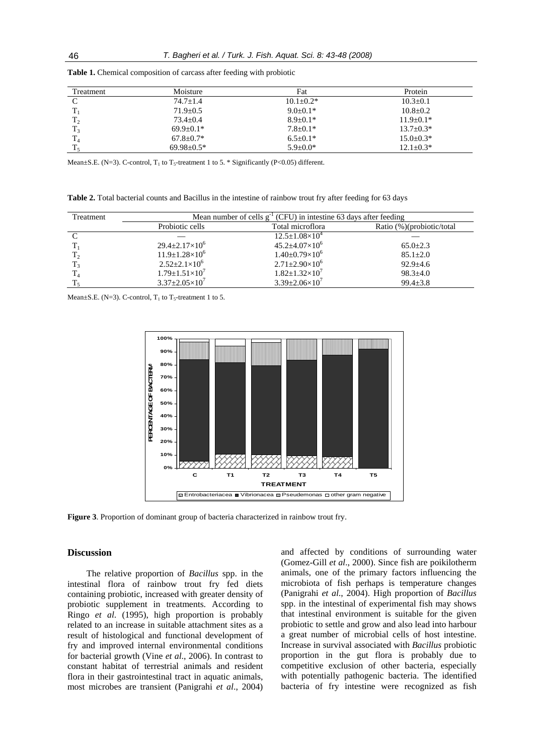**Table 1.** Chemical composition of carcass after feeding with probiotic

| Treatment | Moisture | Fat | Protein |
|---|---|---|---|
| C | 74.7±1.4 | 10.1±0.2* | 10.3±0.1 |
| $T_1$ | 71.9±0.5 | 9.0±0.1* | 10.8±0.2 |
| $T_2$ | 73.4±0.4 | 8.9±0.1* | 11.9±0.1* |
| $T_3$ | 69.9±0.1* | 7.8±0.1* | 13.7±0.3* |
| $T_4$ | 67.8±0.7* | 6.5±0.1* | 15.0±0.3* |
| $T_5$ | 69.98±0.5* | 5.9±0.0* | 12.1±0.3* |

Mean±S.E. (N=3). C-control, $T_1$ to $T_5$-treatment 1 to 5. * Significantly ($P<0.05$) different.

**Table 2.** Total bacterial counts and Bacillus in the intestine of rainbow trout fry after feeding for 63 days

| Treatment | Mean number of cells $g^{-1}$ (CFU) in intestine 63 days after feeding | | |
|---|---|---|---|
| | Probiotic cells | Total microflora | Ratio (%)(probiotic/total |
| C | — | $12.5±1.08×10^4$ | — |
| $T_1$ | $29.4±2.17×10^6$ | $45.2±4.07×10^6$ | 65.0±2.3 |
| $T_2$ | $11.9±1.28×10^6$ | $1.40±0.79×10^6$ | 85.1±2.0 |
| $T_3$ | $2.52±2.1×10^6$ | $2.71±2.90×10^6$ | 92.9±4.6 |
| $T_4$ | $1.79±1.51×10^7$ | $1.82±1.32×10^7$ | 98.3±4.0 |
| $T_5$ | $3.37±2.05×10^7$ | $3.39±2.06×10^7$ | 99.4±3.8 |

Mean±S.E. (N=3). C-control, $T_1$ to $T_5$-treatment 1 to 5.

**Figure 3**. Proportion of dominant group of bacteria characterized in rainbow trout fry.

## Discussion

The relative proportion of *Bacillus* spp. in the intestinal flora of rainbow trout fry fed diets containing probiotic, increased with greater density of probiotic supplement in treatments. According to Ringo *et al.* (1995), high proportion is probably related to an increase in suitable attachment sites as a result of histological and functional development of fry and improved internal environmental conditions for bacterial growth (Vine *et al*., 2006). In contrast to constant habitat of terrestrial animals and resident flora in their gastrointestinal tract in aquatic animals, most microbes are transient (Panigrahi *et al*., 2004) and affected by conditions of surrounding water (Gomez-Gill *et al*., 2000). Since fish are poikilotherm animals, one of the primary factors influencing the microbiota of fish perhaps is temperature changes (Panigrahi *et al*., 2004). High proportion of *Bacillus* spp. in the intestinal of experimental fish may shows that intestinal environment is suitable for the given probiotic to settle and grow and also lead into harbour a great number of microbial cells of host intestine. Increase in survival associated with *Bacillus* probiotic proportion in the gut flora is probably due to competitive exclusion of other bacteria, especially with potentially pathogenic bacteria. The identified bacteria of fry intestine were recognized as fish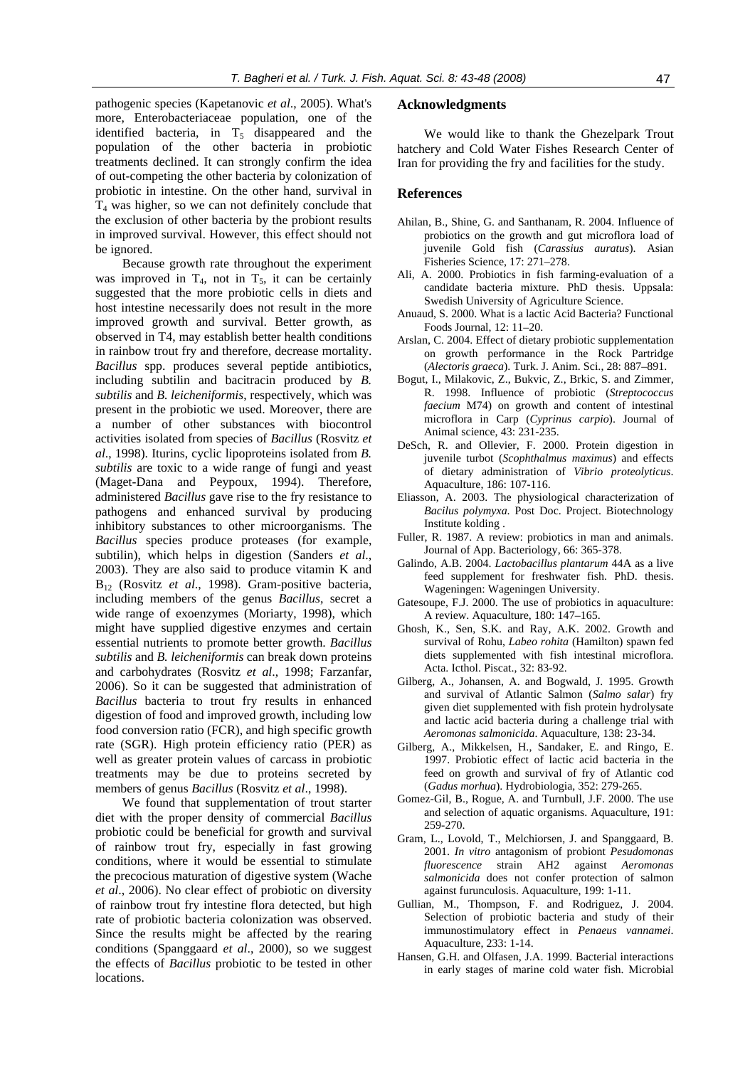pathogenic species (Kapetanovic *et al*., 2005). What's more, Enterobacteriaceae population, one of the identified bacteria, in $T_5$ disappeared and the population of the other bacteria in probiotic treatments declined. It can strongly confirm the idea of out-competing the other bacteria by colonization of probiotic in intestine. On the other hand, survival in $T_4$ was higher, so we can not definitely conclude that the exclusion of other bacteria by the probiont results in improved survival. However, this effect should not be ignored.

Because growth rate throughout the experiment was improved in $T_4$, not in $T_5$, it can be certainly suggested that the more probiotic cells in diets and host intestine necessarily does not result in the more improved growth and survival. Better growth, as observed in T4, may establish better health conditions in rainbow trout fry and therefore, decrease mortality. *Bacillus* spp. produces several peptide antibiotics, including subtilin and bacitracin produced by *B. subtilis* and *B. leicheniformis*, respectively, which was present in the probiotic we used. Moreover, there are a number of other substances with biocontrol activities isolated from species of *Bacillus* (Rosvitz *et al*., 1998). Iturins, cyclic lipoproteins isolated from *B. subtilis* are toxic to a wide range of fungi and yeast (Maget-Dana and Peypoux, 1994). Therefore, administered *Bacillus* gave rise to the fry resistance to pathogens and enhanced survival by producing inhibitory substances to other microorganisms. The *Bacillus* species produce proteases (for example, subtilin), which helps in digestion (Sanders *et al*., 2003). They are also said to produce vitamin K and $B_{12}$ (Rosvitz *et al*., 1998). Gram-positive bacteria, including members of the genus *Bacillus*, secret a wide range of exoenzymes (Moriarty, 1998), which might have supplied digestive enzymes and certain essential nutrients to promote better growth. *Bacillus subtilis* and *B. leicheniformis* can break down proteins and carbohydrates (Rosvitz *et al*., 1998; Farzanfar, 2006). So it can be suggested that administration of *Bacillus* bacteria to trout fry results in enhanced digestion of food and improved growth, including low food conversion ratio (FCR), and high specific growth rate (SGR). High protein efficiency ratio (PER) as well as greater protein values of carcass in probiotic treatments may be due to proteins secreted by members of genus *Bacillus* (Rosvitz *et al*., 1998).

We found that supplementation of trout starter diet with the proper density of commercial *Bacillus* probiotic could be beneficial for growth and survival of rainbow trout fry, especially in fast growing conditions, where it would be essential to stimulate the precocious maturation of digestive system (Wache *et al*., 2006). No clear effect of probiotic on diversity of rainbow trout fry intestine flora detected, but high rate of probiotic bacteria colonization was observed. Since the results might be affected by the rearing conditions (Spanggaard *et al*., 2000), so we suggest the effects of *Bacillus* probiotic to be tested in other locations.

## Acknowledgments

We would like to thank the Ghezelpark Trout hatchery and Cold Water Fishes Research Center of Iran for providing the fry and facilities for the study.

## References

Ahilan, B., Shine, G. and Santhanam, R. 2004. Influence of probiotics on the growth and gut microflora load of juvenile Gold fish (*Carassius auratus*). Asian Fisheries Science, 17: 271–278.

Ali, A. 2000. Probiotics in fish farming-evaluation of a candidate bacteria mixture. PhD thesis. Uppsala: Swedish University of Agriculture Science.

Anuaud, S. 2000. What is a lactic Acid Bacteria? Functional Foods Journal, 12: 11–20.

Arslan, C. 2004. Effect of dietary probiotic supplementation on growth performance in the Rock Partridge (*Alectoris graeca*). Turk. J. Anim. Sci., 28: 887–891.

Bogut, I., Milakovic, Z., Bukvic, Z., Brkic, S. and Zimmer, R. 1998. Influence of probiotic (*Streptococcus faecium* M74) on growth and content of intestinal microflora in Carp (*Cyprinus carpio*). Journal of Animal science, 43: 231-235.

DeSch, R. and Ollevier, F. 2000. Protein digestion in juvenile turbot (*Scophthalmus maximus*) and effects of dietary administration of *Vibrio proteolyticus*. Aquaculture, 186: 107-116.

Eliasson, A. 2003. The physiological characterization of *Bacilus polymyxa.* Post Doc. Project. Biotechnology Institute kolding .

Fuller, R. 1987. A review: probiotics in man and animals. Journal of App. Bacteriology, 66: 365-378.

Galindo, A.B. 2004. *Lactobacillus plantarum* 44A as a live feed supplement for freshwater fish. PhD. thesis. Wageningen: Wageningen University.

Gatesoupe, F.J. 2000. The use of probiotics in aquaculture: A review. Aquaculture, 180: 147–165.

Ghosh, K., Sen, S.K. and Ray, A.K. 2002. Growth and survival of Rohu, *Labeo rohita* (Hamilton) spawn fed diets supplemented with fish intestinal microflora. Acta. Icthol. Piscat., 32: 83-92.

Gilberg, A., Johansen, A. and Bogwald, J. 1995. Growth and survival of Atlantic Salmon (*Salmo salar*) fry given diet supplemented with fish protein hydrolysate and lactic acid bacteria during a challenge trial with *Aeromonas salmonicida*. Aquaculture, 138: 23-34.

Gilberg, A., Mikkelsen, H., Sandaker, E. and Ringo, E. 1997. Probiotic effect of lactic acid bacteria in the feed on growth and survival of fry of Atlantic cod (*Gadus morhua*). Hydrobiologia, 352: 279-265.

Gomez-Gil, B., Rogue, A. and Turnbull, J.F. 2000. The use and selection of aquatic organisms. Aquaculture, 191: 259-270.

Gram, L., Lovold, T., Melchiorsen, J. and Spanggaard, B. 2001. *In vitro* antagonism of probiont *Pesudomonas fluorescence* strain AH2 against *Aeromonas salmonicida* does not confer protection of salmon against furunculosis. Aquaculture, 199: 1-11.

Gullian, M., Thompson, F. and Rodriguez, J. 2004. Selection of probiotic bacteria and study of their immunostimulatory effect in *Penaeus vannamei*. Aquaculture, 233: 1-14.

Hansen, G.H. and Olfasen, J.A. 1999. Bacterial interactions in early stages of marine cold water fish. Microbial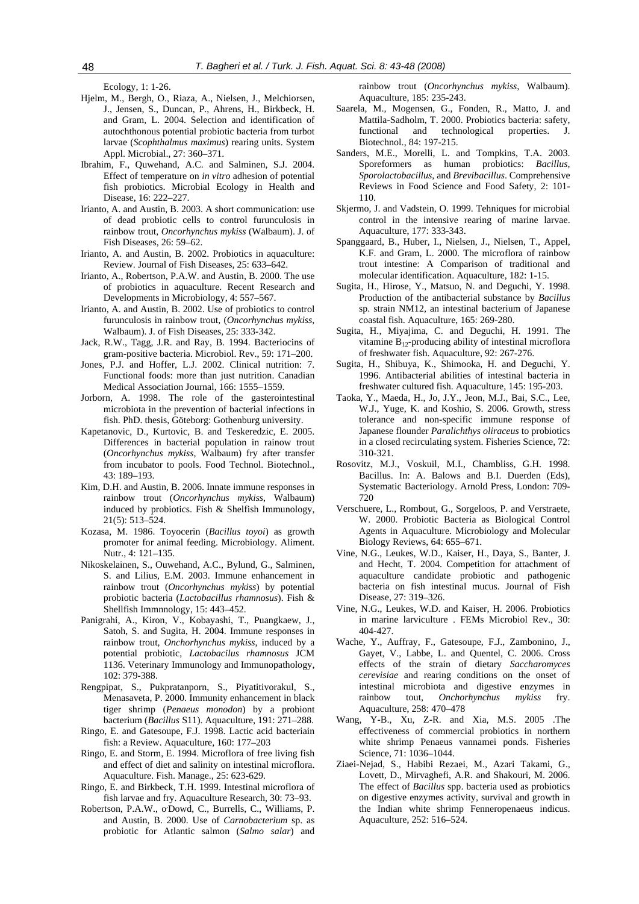Ecology, 1: 1-26.

Hjelm, M., Bergh, O., Riaza, A., Nielsen, J., Melchiorsen, J., Jensen, S., Duncan, P., Ahrens, H., Birkbeck, H. and Gram, L. 2004. Selection and identification of autochthonous potential probiotic bacteria from turbot larvae (*Scophthalmus maximus*) rearing units. System Appl. Microbial., 27: 360–371.

Ibrahim, F., Quwehand, A.C. and Salminen, S.J. 2004. Effect of temperature on *in vitro* adhesion of potential fish probiotics. Microbial Ecology in Health and Disease, 16: 222–227.

Irianto, A. and Austin, B. 2003. A short communication: use of dead probiotic cells to control furunculosis in rainbow trout, *Oncorhynchus mykiss* (Walbaum). J. of Fish Diseases, 26: 59–62.

Irianto, A. and Austin, B. 2002. Probiotics in aquaculture: Review. Journal of Fish Diseases, 25: 633–642.

Irianto, A., Robertson, P.A.W. and Austin, B. 2000. The use of probiotics in aquaculture. Recent Research and Developments in Microbiology, 4: 557–567.

Irianto, A. and Austin, B. 2002. Use of probiotics to control furunculosis in rainbow trout, (*Oncorhynchus mykiss*, Walbaum). J. of Fish Diseases, 25: 333-342.

Jack, R.W., Tagg, J.R. and Ray, B. 1994. Bacteriocins of gram-positive bacteria. Microbiol. Rev., 59: 171–200.

Jones, P.J. and Hoffer, L.J. 2002. Clinical nutrition: 7. Functional foods: more than just nutrition. Canadian Medical Association Journal, 166: 1555–1559.

Jorborn, A. 1998. The role of the gasterointestinal microbiota in the prevention of bacterial infections in fish. PhD. thesis, Göteborg: Gothenburg university.

Kapetanovic, D., Kurtovic, B. and Teskeredzic, E. 2005. Differences in bacterial population in rainow trout (*Oncorhynchus mykiss*, Walbaum) fry after transfer from incubator to pools. Food Technol. Biotechnol., 43: 189–193.

Kim, D.H. and Austin, B. 2006. Innate immune responses in rainbow trout (*Oncorhynchus mykiss*, Walbaum) induced by probiotics. Fish & Shelfish Immunology, 21(5): 513–524.

Kozasa, M. 1986. Toyocerin (*Bacillus toyoi*) as growth promoter for animal feeding. Microbiology. Aliment. Nutr., 4: 121–135.

Nikoskelainen, S., Ouwehand, A.C., Bylund, G., Salminen, S. and Lilius, E.M. 2003. Immune enhancement in rainbow trout (*Oncorhynchus mykiss*) by potential probiotic bacteria (*Lactobacillus rhamnosus*). Fish & Shellfish Immnnology, 15: 443–452.

Panigrahi, A., Kiron, V., Kobayashi, T., Puangkaew, J., Satoh, S. and Sugita, H. 2004. Immune responses in rainbow trout, *Onchorhynchus mykiss*, induced by a potential probiotic, *Lactobacilus rhamnosus* JCM 1136. Veterinary Immunology and Immunopathology, 102: 379-388.

Rengpipat, S., Pukpratanporn, S., Piyatitivorakul, S., Menasaveta, P. 2000. Immunity enhancement in black tiger shrimp (*Penaeus monodon*) by a probiont bacterium (*Bacillus* S11). Aquaculture, 191: 271–288.

Ringo, E. and Gatesoupe, F.J. 1998. Lactic acid bacteriain fish: a Review. Aquaculture, 160: 177–203

Ringo, E. and Storm, E. 1994. Microflora of free living fish and effect of diet and salinity on intestinal microflora. Aquaculture. Fish. Manage., 25: 623-629.

Ringo, E. and Birkbeck, T.H. 1999. Intestinal microflora of fish larvae and fry. Aquaculture Research, 30: 73–93.

Robertson, P.A.W., o'Dowd, C., Burrells, C., Williams, P. and Austin, B. 2000. Use of *Carnobacterium* sp. as probiotic for Atlantic salmon (*Salmo salar*) and rainbow trout (*Oncorhynchus mykiss*, Walbaum). Aquaculture, 185: 235-243.

Saarela, M., Mogensen, G., Fonden, R., Matto, J. and Mattila-Sadholm, T. 2000. Probiotics bacteria: safety, functional and technological properties. J. Biotechnol., 84: 197-215.

Sanders, M.E., Morelli, L. and Tompkins, T.A. 2003. Sporeformers as human probiotics: *Bacillus*, *Sporolactobacillus*, and *Brevibacillus*. Comprehensive Reviews in Food Science and Food Safety, 2: 101-110.

Skjermo, J. and Vadstein, O. 1999. Tehniques for microbial control in the intensive rearing of marine larvae. Aquaculture, 177: 333-343.

Spanggaard, B., Huber, I., Nielsen, J., Nielsen, T., Appel, K.F. and Gram, L. 2000. The microflora of rainbow trout intestine: A Comparison of traditional and molecular identification. Aquaculture, 182: 1-15.

Sugita, H., Hirose, Y., Matsuo, N. and Deguchi, Y. 1998. Production of the antibacterial substance by *Bacillus* sp. strain NM12, an intestinal bacterium of Japanese coastal fish. Aquaculture, 165: 269-280.

Sugita, H., Miyajima, C. and Deguchi, H. 1991. The vitamine $B_{12}$-producing ability of intestinal microflora of freshwater fish. Aquaculture, 92: 267-276.

Sugita, H., Shibuya, K., Shimooka, H. and Deguchi, Y. 1996. Antibacterial abilities of intestinal bacteria in freshwater cultured fish. Aquaculture, 145: 195-203.

Taoka, Y., Maeda, H., Jo, J.Y., Jeon, M.J., Bai, S.C., Lee, W.J., Yuge, K. and Koshio, S. 2006. Growth, stress tolerance and non-specific immune response of Japanese flounder *Paralichthys oliraceus* to probiotics in a closed recirculating system. Fisheries Science, 72: 310-321.

Rosovitz, M.J., Voskuil, M.I., Chambliss, G.H. 1998. Bacillus. In: A. Balows and B.I. Duerden (Eds), Systematic Bacteriology. Arnold Press, London: 709-720

Verschuere, L., Rombout, G., Sorgeloos, P. and Verstraete, W. 2000. Probiotic Bacteria as Biological Control Agents in Aquaculture. Microbiology and Molecular Biology Reviews, 64: 655–671.

Vine, N.G., Leukes, W.D., Kaiser, H., Daya, S., Banter, J. and Hecht, T. 2004. Competition for attachment of aquaculture candidate probiotic and pathogenic bacteria on fish intestinal mucus. Journal of Fish Disease, 27: 319–326.

Vine, N.G., Leukes, W.D. and Kaiser, H. 2006. Probiotics in marine larviculture . FEMs Microbiol Rev., 30: 404-427.

Wache, Y., Auffray, F., Gatesoupe, F.J., Zambonino, J., Gayet, V., Labbe, L. and Quentel, C. 2006. Cross effects of the strain of dietary *Saccharomyces cerevisiae* and rearing conditions on the onset of intestinal microbiota and digestive enzymes in rainbow tout, *Onchorhynchus mykiss* fry. Aquaculture, 258: 470–478

Wang, Y-B., Xu, Z-R. and Xia, M.S. 2005 .The effectiveness of commercial probiotics in northern white shrimp Penaeus vannamei ponds. Fisheries Science, 71: 1036–1044.

Ziaei-Nejad, S., Habibi Rezaei, M., Azari Takami, G., Lovett, D., Mirvaghefi, A.R. and Shakouri, M. 2006. The effect of *Bacillus* spp. bacteria used as probiotics on digestive enzymes activity, survival and growth in the Indian white shrimp Fenneropenaeus indicus. Aquaculture, 252: 516–524.